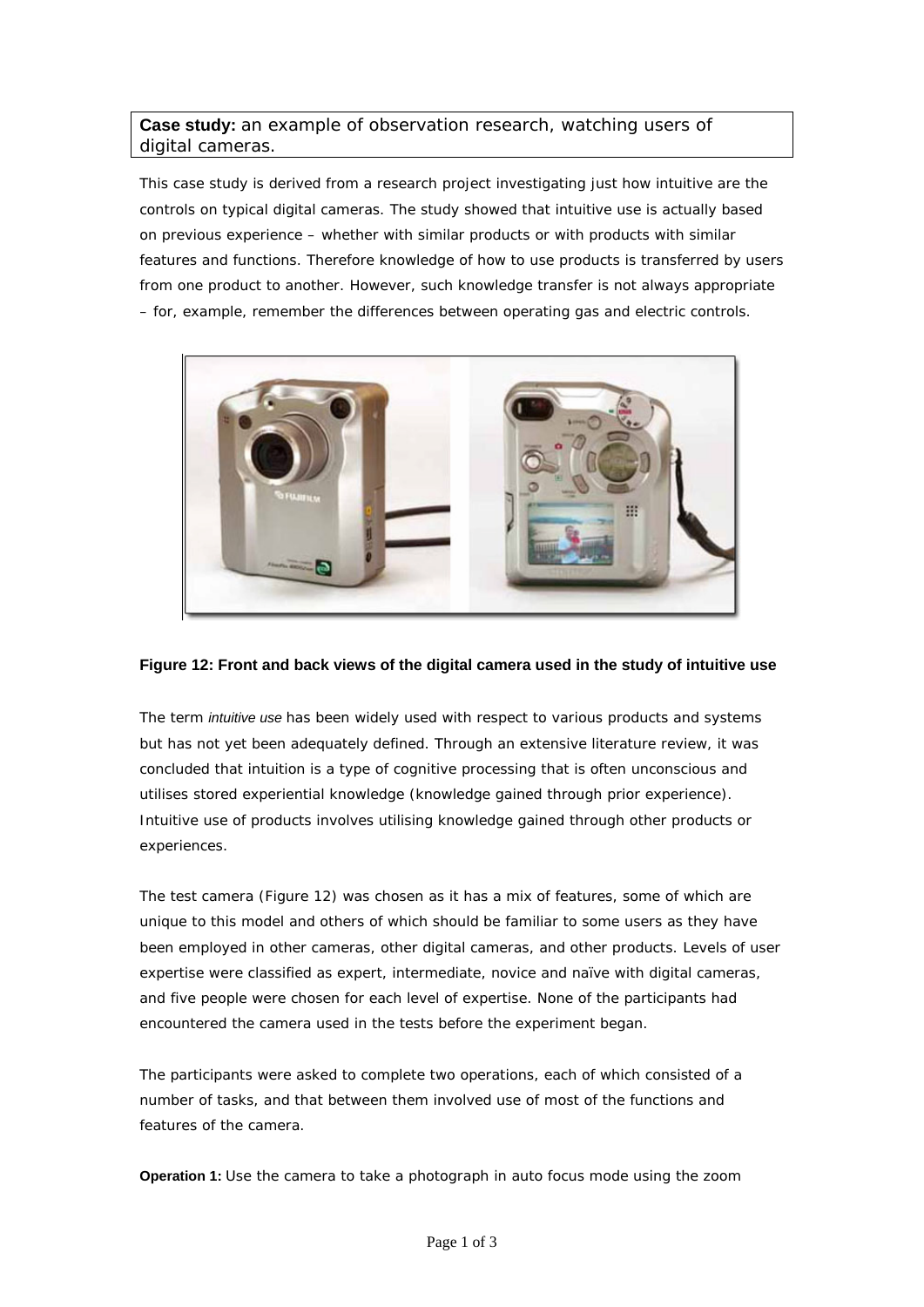**Case study:** an example of observation research, watching users of digital cameras.

This case study is derived from a research project investigating just how intuitive are the controls on typical digital cameras. The study showed that intuitive use is actually based on previous experience – whether with similar products or with products with similar features and functions. Therefore knowledge of how to use products is transferred by users from one product to another. However, such knowledge transfer is not always appropriate – for, example, remember the differences between operating gas and electric controls.

**Figure 12: Front and back views of the digital camera used in the study of intuitive use**

The term *intuitive use* has been widely used with respect to various products and systems but has not yet been adequately defined. Through an extensive literature review, it was concluded that intuition is a type of cognitive processing that is often unconscious and utilises stored experiential knowledge (knowledge gained through prior experience). Intuitive use of products involves utilising knowledge gained through other products or experiences.

The test camera (Figure 12) was chosen as it has a mix of features, some of which are unique to this model and others of which should be familiar to some users as they have been employed in other cameras, other digital cameras, and other products. Levels of user expertise were classified as expert, intermediate, novice and naïve with digital cameras, and five people were chosen for each level of expertise. None of the participants had encountered the camera used in the tests before the experiment began.

The participants were asked to complete two operations, each of which consisted of a number of tasks, and that between them involved use of most of the functions and features of the camera.

**Operation 1:** Use the camera to take a photograph in auto focus mode using the zoom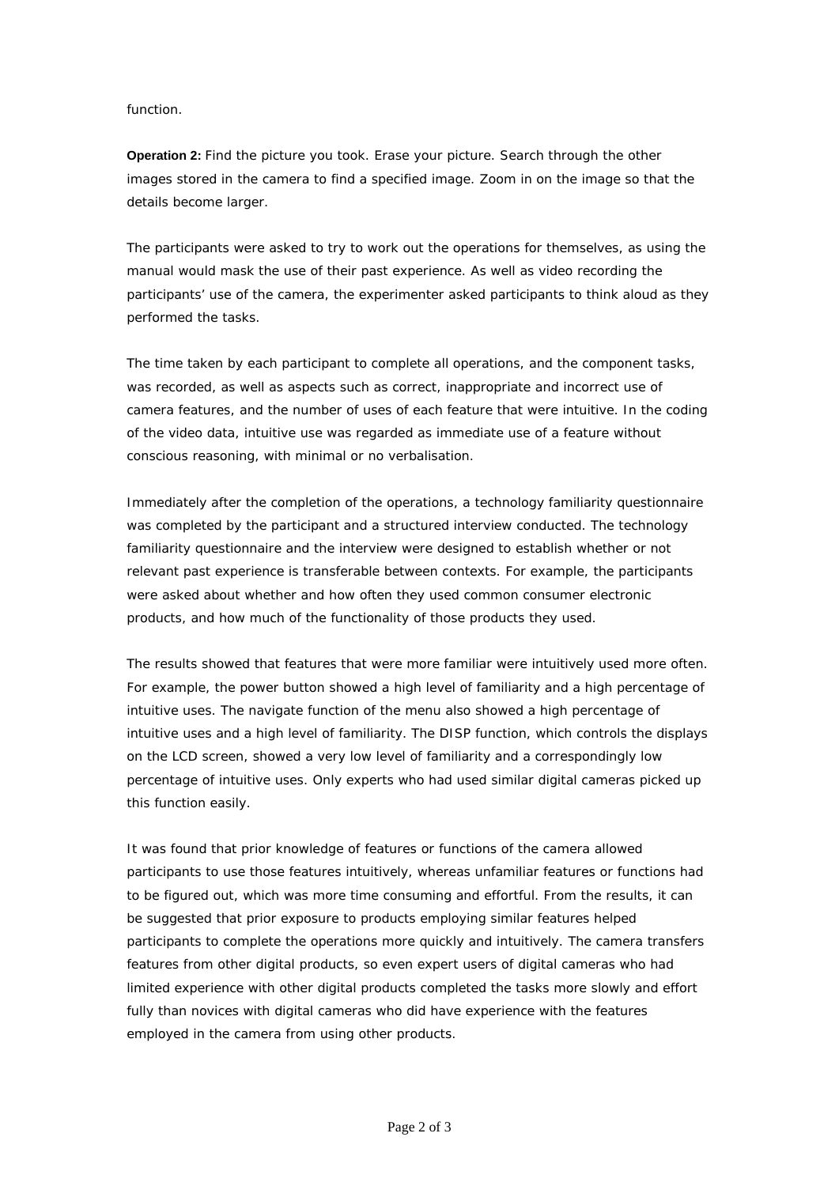function.

**Operation 2:** Find the picture you took. Erase your picture. Search through the other images stored in the camera to find a specified image. Zoom in on the image so that the details become larger.

The participants were asked to try to work out the operations for themselves, as using the manual would mask the use of their past experience. As well as video recording the participants' use of the camera, the experimenter asked participants to think aloud as they performed the tasks.

The time taken by each participant to complete all operations, and the component tasks, was recorded, as well as aspects such as correct, inappropriate and incorrect use of camera features, and the number of uses of each feature that were intuitive. In the coding of the video data, intuitive use was regarded as immediate use of a feature without conscious reasoning, with minimal or no verbalisation.

Immediately after the completion of the operations, a technology familiarity questionnaire was completed by the participant and a structured interview conducted. The technology familiarity questionnaire and the interview were designed to establish whether or not relevant past experience is transferable between contexts. For example, the participants were asked about whether and how often they used common consumer electronic products, and how much of the functionality of those products they used.

The results showed that features that were more familiar were intuitively used more often. For example, the power button showed a high level of familiarity and a high percentage of intuitive uses. The navigate function of the menu also showed a high percentage of intuitive uses and a high level of familiarity. The DISP function, which controls the displays on the LCD screen, showed a very low level of familiarity and a correspondingly low percentage of intuitive uses. Only experts who had used similar digital cameras picked up this function easily.

It was found that prior knowledge of features or functions of the camera allowed participants to use those features intuitively, whereas unfamiliar features or functions had to be figured out, which was more time consuming and effortful. From the results, it can be suggested that prior exposure to products employing similar features helped participants to complete the operations more quickly and intuitively. The camera transfers features from other digital products, so even expert users of digital cameras who had limited experience with other digital products completed the tasks more slowly and effort fully than novices with digital cameras who did have experience with the features employed in the camera from using other products.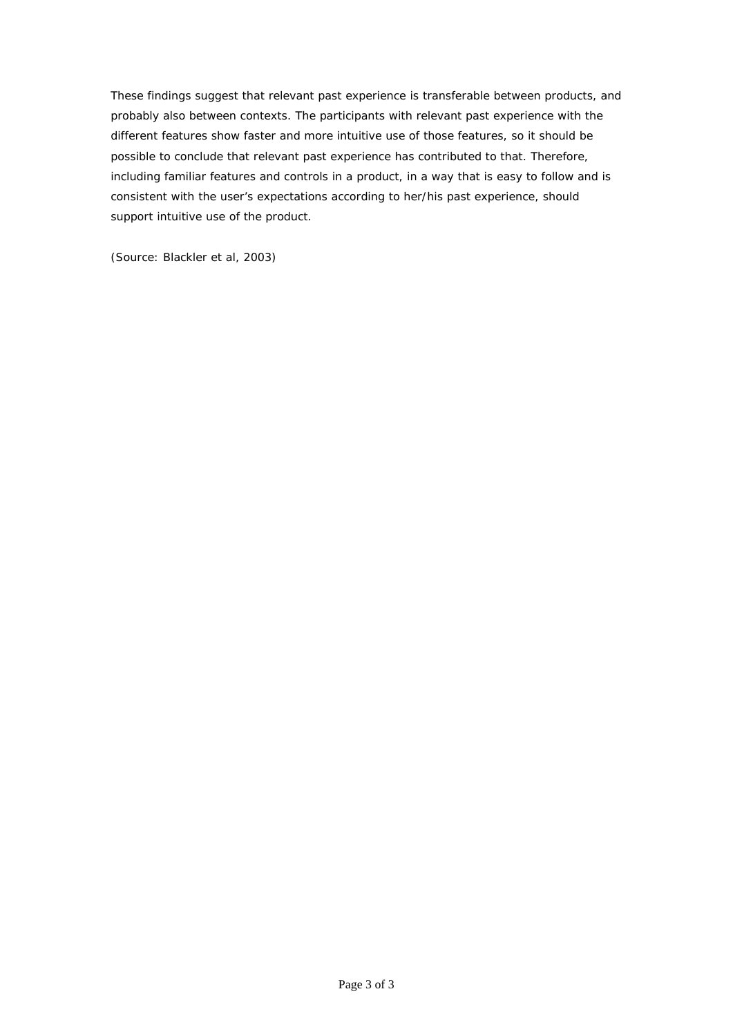These findings suggest that relevant past experience is transferable between products, and probably also between contexts. The participants with relevant past experience with the different features show faster and more intuitive use of those features, so it should be possible to conclude that relevant past experience has contributed to that. Therefore, including familiar features and controls in a product, in a way that is easy to follow and is consistent with the user's expectations according to her/his past experience, should support intuitive use of the product.

(Source: Blackler et al, 2003)